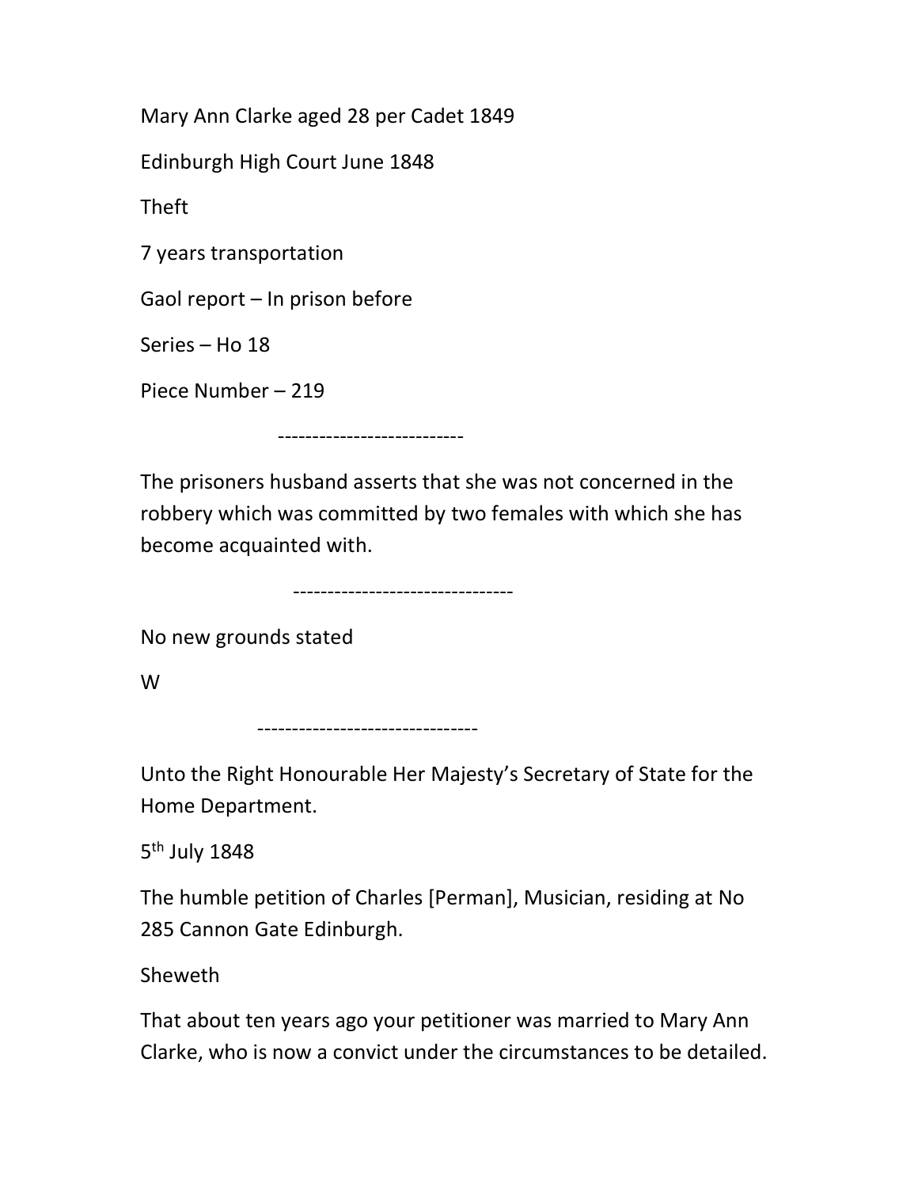Mary Ann Clarke aged 28 per Cadet 1849

Edinburgh High Court June 1848

Theft

7 years transportation

Gaol report – In prison before

Series – Ho 18

Piece Number – 219

---------------------------

The prisoners husband asserts that she was not concerned in the robbery which was committed by two females with which she has become acquainted with.

--------------------------------

No new grounds stated

W

--------------------------------

Unto the Right Honourable Her Majesty's Secretary of State for the Home Department.

5th July 1848

The humble petition of Charles [Perman], Musician, residing at No 285 Cannon Gate Edinburgh.

Sheweth

That about ten years ago your petitioner was married to Mary Ann Clarke, who is now a convict under the circumstances to be detailed.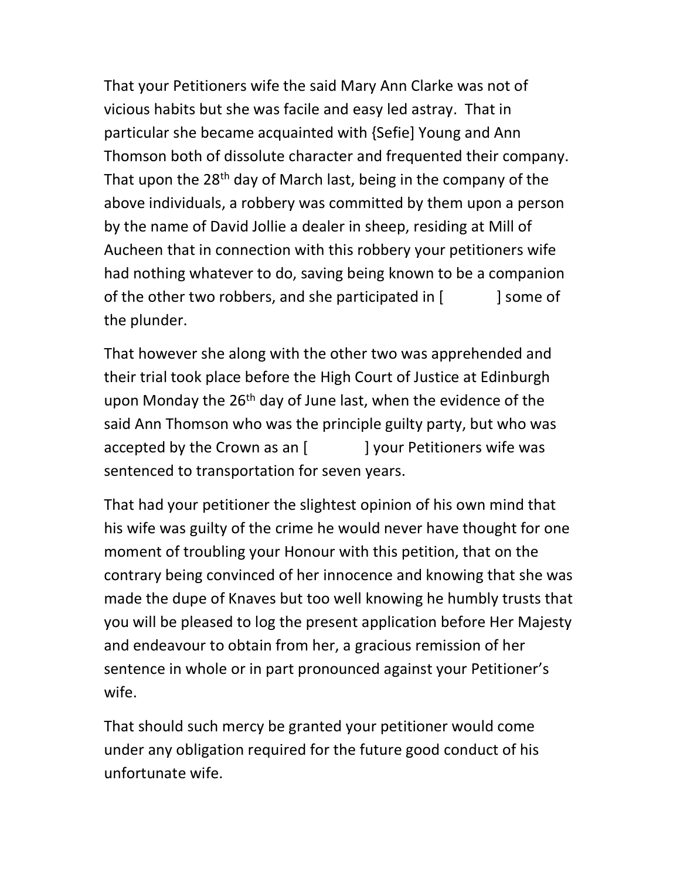That your Petitioners wife the said Mary Ann Clarke was not of vicious habits but she was facile and easy led astray.  That in particular she became acquainted with {Sefie] Young and Ann Thomson both of dissolute character and frequented their company. That upon the 28th day of March last, being in the company of the above individuals, a robbery was committed by them upon a person by the name of David Jollie a dealer in sheep, residing at Mill of Aucheen that in connection with this robbery your petitioners wife had nothing whatever to do, saving being known to be a companion of the other two robbers, and she participated in [            ] some of the plunder.

That however she along with the other two was apprehended and their trial took place before the High Court of Justice at Edinburgh upon Monday the 26th day of June last, when the evidence of the said Ann Thomson who was the principle guilty party, but who was accepted by the Crown as an [            ] your Petitioners wife was sentenced to transportation for seven years.

That had your petitioner the slightest opinion of his own mind that his wife was guilty of the crime he would never have thought for one moment of troubling your Honour with this petition, that on the contrary being convinced of her innocence and knowing that she was made the dupe of Knaves but too well knowing he humbly trusts that you will be pleased to log the present application before Her Majesty and endeavour to obtain from her, a gracious remission of her sentence in whole or in part pronounced against your Petitioner's wife.

That should such mercy be granted your petitioner would come under any obligation required for the future good conduct of his unfortunate wife.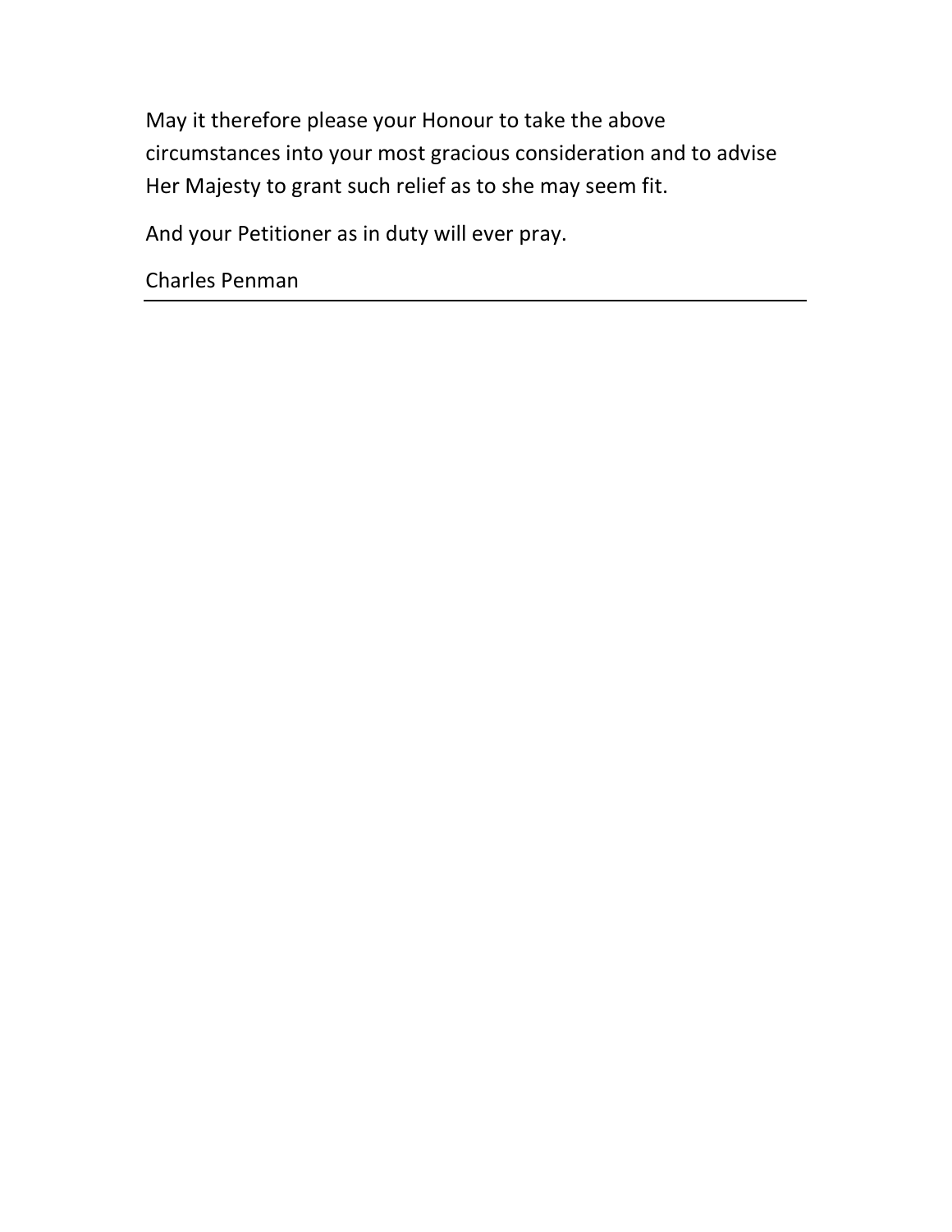May it therefore please your Honour to take the above circumstances into your most gracious consideration and to advise Her Majesty to grant such relief as to she may seem fit.

And your Petitioner as in duty will ever pray.

Charles Penman

---